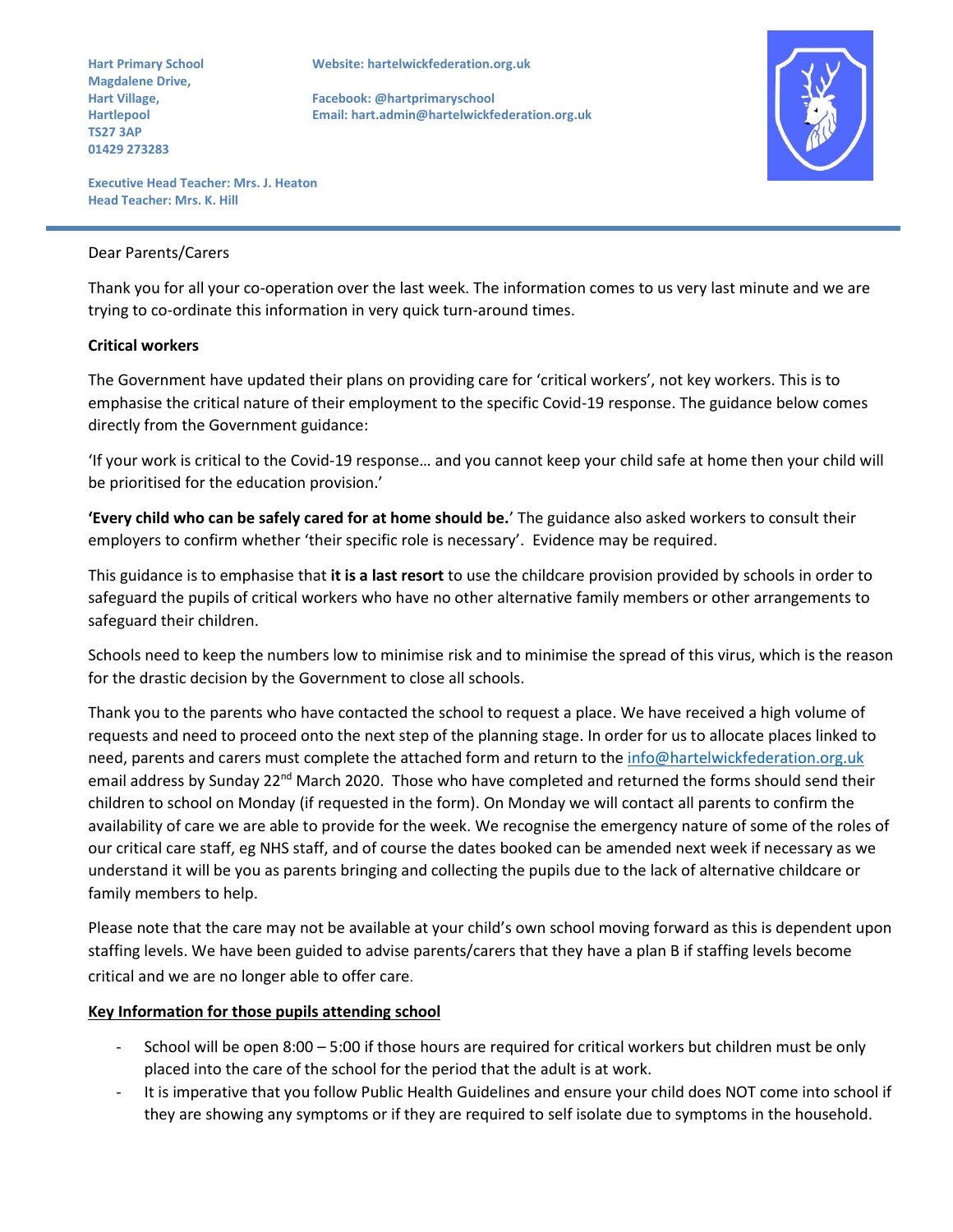**Hart Primary School**
**Magdalene Drive,**
**Hart Village,**
**Hartlepool**
**TS27 3AP**
**01429 273283**

**Website: hartelwickfederation.org.uk**

**Facebook: @hartprimaryschool**
**Email: hart.admin@hartelwickfederation.org.uk**

**Executive Head Teacher: Mrs. J. Heaton**
**Head Teacher: Mrs. K. Hill**

---

Dear Parents/Carers

Thank you for all your co-operation over the last week. The information comes to us very last minute and we are trying to co-ordinate this information in very quick turn-around times.

**Critical workers**

The Government have updated their plans on providing care for 'critical workers', not key workers. This is to emphasise the critical nature of their employment to the specific Covid-19 response. The guidance below comes directly from the Government guidance:

'If your work is critical to the Covid-19 response… and you cannot keep your child safe at home then your child will be prioritised for the education provision.'

**'Every child who can be safely cared for at home should be.**' The guidance also asked workers to consult their employers to confirm whether 'their specific role is necessary'. Evidence may be required.

This guidance is to emphasise that **it is a last resort** to use the childcare provision provided by schools in order to safeguard the pupils of critical workers who have no other alternative family members or other arrangements to safeguard their children.

Schools need to keep the numbers low to minimise risk and to minimise the spread of this virus, which is the reason for the drastic decision by the Government to close all schools.

Thank you to the parents who have contacted the school to request a place. We have received a high volume of requests and need to proceed onto the next step of the planning stage. In order for us to allocate places linked to need, parents and carers must complete the attached form and return to the info@hartelwickfederation.org.uk email address by Sunday 22nd March 2020. Those who have completed and returned the forms should send their children to school on Monday (if requested in the form). On Monday we will contact all parents to confirm the availability of care we are able to provide for the week. We recognise the emergency nature of some of the roles of our critical care staff, eg NHS staff, and of course the dates booked can be amended next week if necessary as we understand it will be you as parents bringing and collecting the pupils due to the lack of alternative childcare or family members to help.

Please note that the care may not be available at your child's own school moving forward as this is dependent upon staffing levels. We have been guided to advise parents/carers that they have a plan B if staffing levels become critical and we are no longer able to offer care.

**Key Information for those pupils attending school**

- School will be open 8:00 – 5:00 if those hours are required for critical workers but children must be only placed into the care of the school for the period that the adult is at work.
- It is imperative that you follow Public Health Guidelines and ensure your child does NOT come into school if they are showing any symptoms or if they are required to self isolate due to symptoms in the household.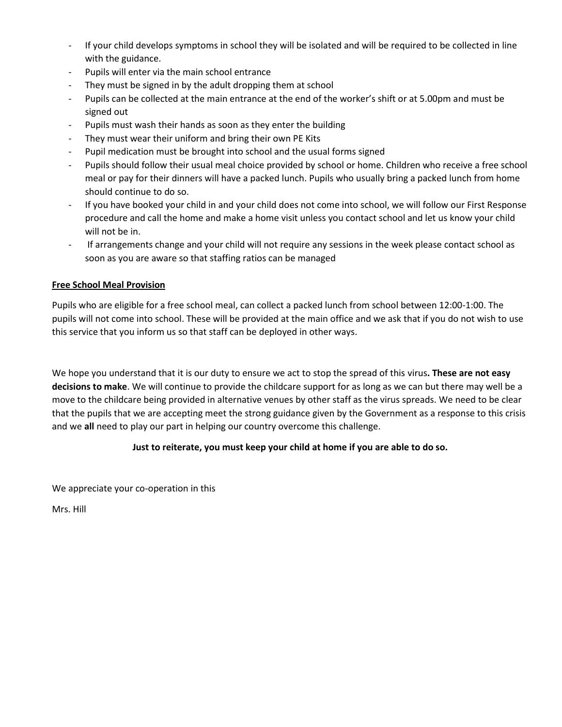- If your child develops symptoms in school they will be isolated and will be required to be collected in line with the guidance.
- Pupils will enter via the main school entrance
- They must be signed in by the adult dropping them at school
- Pupils can be collected at the main entrance at the end of the worker's shift or at 5.00pm and must be signed out
- Pupils must wash their hands as soon as they enter the building
- They must wear their uniform and bring their own PE Kits
- Pupil medication must be brought into school and the usual forms signed
- Pupils should follow their usual meal choice provided by school or home. Children who receive a free school meal or pay for their dinners will have a packed lunch. Pupils who usually bring a packed lunch from home should continue to do so.
- If you have booked your child in and your child does not come into school, we will follow our First Response procedure and call the home and make a home visit unless you contact school and let us know your child will not be in.
- If arrangements change and your child will not require any sessions in the week please contact school as soon as you are aware so that staffing ratios can be managed

**Free School Meal Provision**

Pupils who are eligible for a free school meal, can collect a packed lunch from school between 12:00-1:00. The pupils will not come into school. These will be provided at the main office and we ask that if you do not wish to use this service that you inform us so that staff can be deployed in other ways.

We hope you understand that it is our duty to ensure we act to stop the spread of this virus**. These are not easy decisions to make**. We will continue to provide the childcare support for as long as we can but there may well be a move to the childcare being provided in alternative venues by other staff as the virus spreads. We need to be clear that the pupils that we are accepting meet the strong guidance given by the Government as a response to this crisis and we **all** need to play our part in helping our country overcome this challenge.

**Just to reiterate, you must keep your child at home if you are able to do so.**

We appreciate your co-operation in this

Mrs. Hill